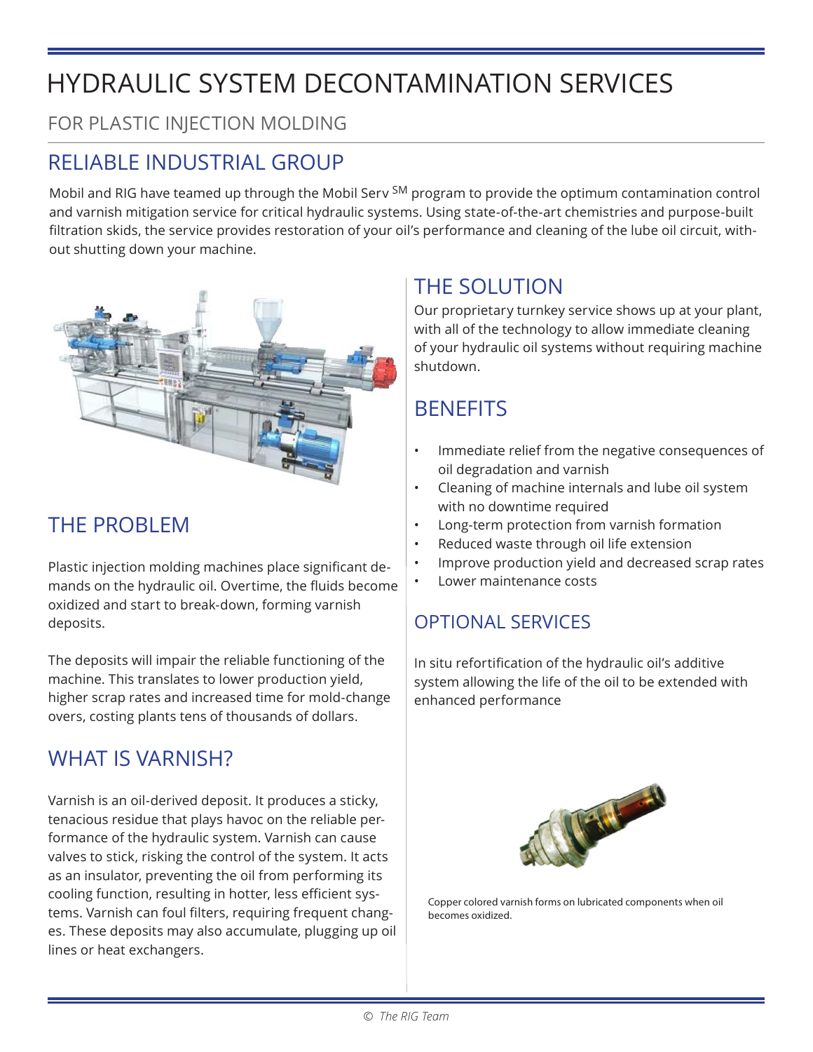# HYDRAULIC SYSTEM DECONTAMINATION SERVICES

## FOR PLASTIC INJECTION MOLDING

## RELIABLE INDUSTRIAL GROUP

Mobil and RIG have teamed up through the Mobil Serv SM program to provide the optimum contamination control and varnish mitigation service for critical hydraulic systems. Using state-of-the-art chemistries and purpose-built filtration skids, the service provides restoration of your oil's performance and cleaning of the lube oil circuit, without shutting down your machine.

## THE PROBLEM

Plastic injection molding machines place significant demands on the hydraulic oil. Overtime, the fluids become oxidized and start to break-down, forming varnish deposits.

The deposits will impair the reliable functioning of the machine. This translates to lower production yield, higher scrap rates and increased time for mold-change overs, costing plants tens of thousands of dollars.

## WHAT IS VARNISH?

Varnish is an oil-derived deposit. It produces a sticky, tenacious residue that plays havoc on the reliable performance of the hydraulic system. Varnish can cause valves to stick, risking the control of the system. It acts as an insulator, preventing the oil from performing its cooling function, resulting in hotter, less efficient systems. Varnish can foul filters, requiring frequent changes. These deposits may also accumulate, plugging up oil lines or heat exchangers.

## THE SOLUTION

Our proprietary turnkey service shows up at your plant, with all of the technology to allow immediate cleaning of your hydraulic oil systems without requiring machine shutdown.

## BENEFITS

- Immediate relief from the negative consequences of oil degradation and varnish
- Cleaning of machine internals and lube oil system with no downtime required
- Long-term protection from varnish formation
- Reduced waste through oil life extension
- Improve production yield and decreased scrap rates
- Lower maintenance costs

## OPTIONAL SERVICES

In situ refortification of the hydraulic oil's additive system allowing the life of the oil to be extended with enhanced performance

Copper colored varnish forms on lubricated components when oil becomes oxidized.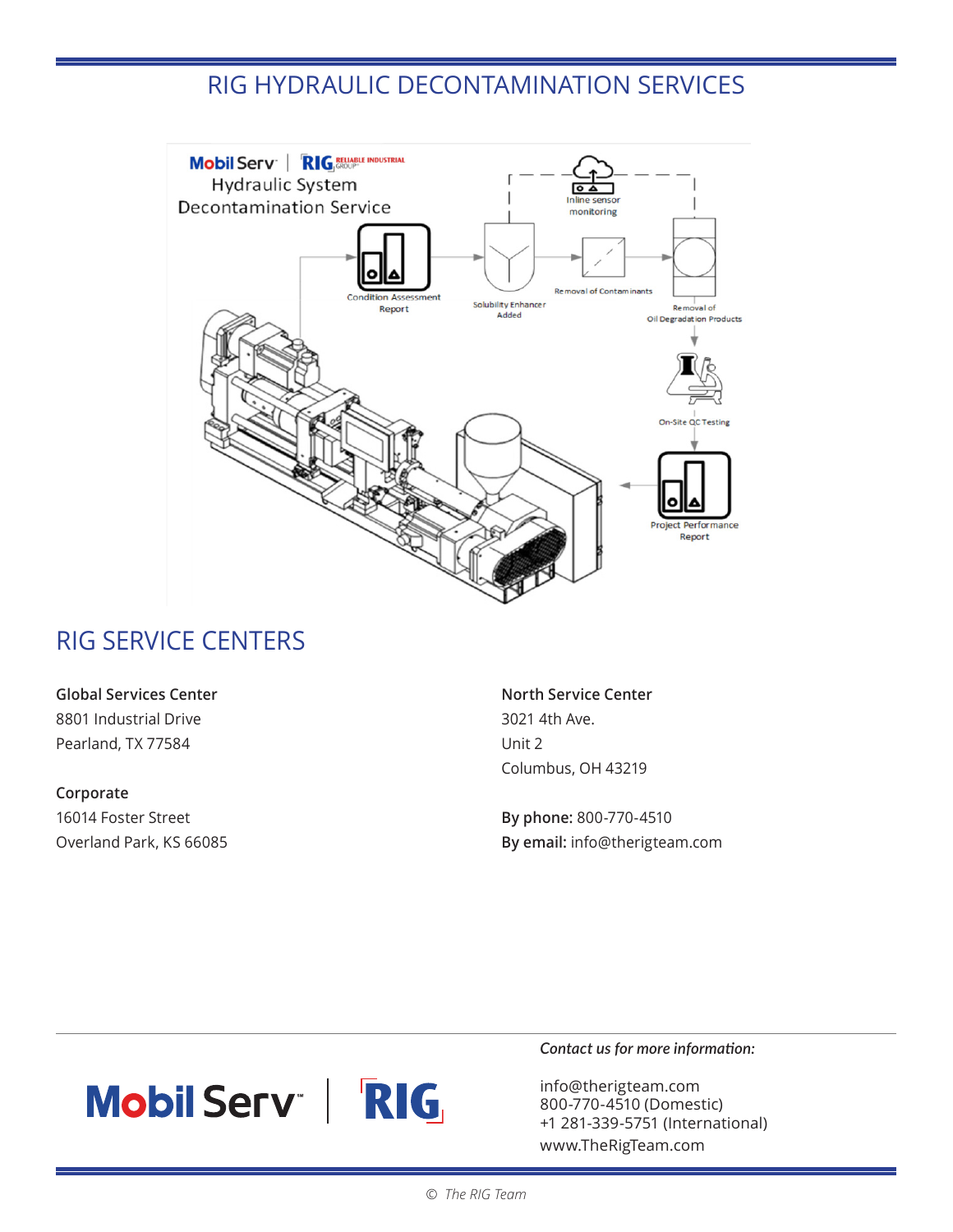# RIG HYDRAULIC DECONTAMINATION SERVICES

Mobil Serv | RIG RELIABLE INDUSTRIAL GROUP

Hydraulic System Decontamination Service

Inline sensor monitoring

Condition Assessment Report

Solubility Enhancer Added

Removal of Contaminants

Removal of Oil Degradation Products

On-Site QC Testing

Project Performance Report

## RIG SERVICE CENTERS

**Global Services Center**
8801 Industrial Drive
Pearland, TX 77584

**Corporate**
16014 Foster Street
Overland Park, KS 66085

**North Service Center**
3021 4th Ave.
Unit 2
Columbus, OH 43219

**By phone:** 800-770-4510
**By email:** info@therigteam.com

Mobil Serv | RIG

*Contact us for more information:*

info@therigteam.com
800-770-4510 (Domestic)
+1 281-339-5751 (International)
www.TheRigTeam.com

© *The RIG Team*